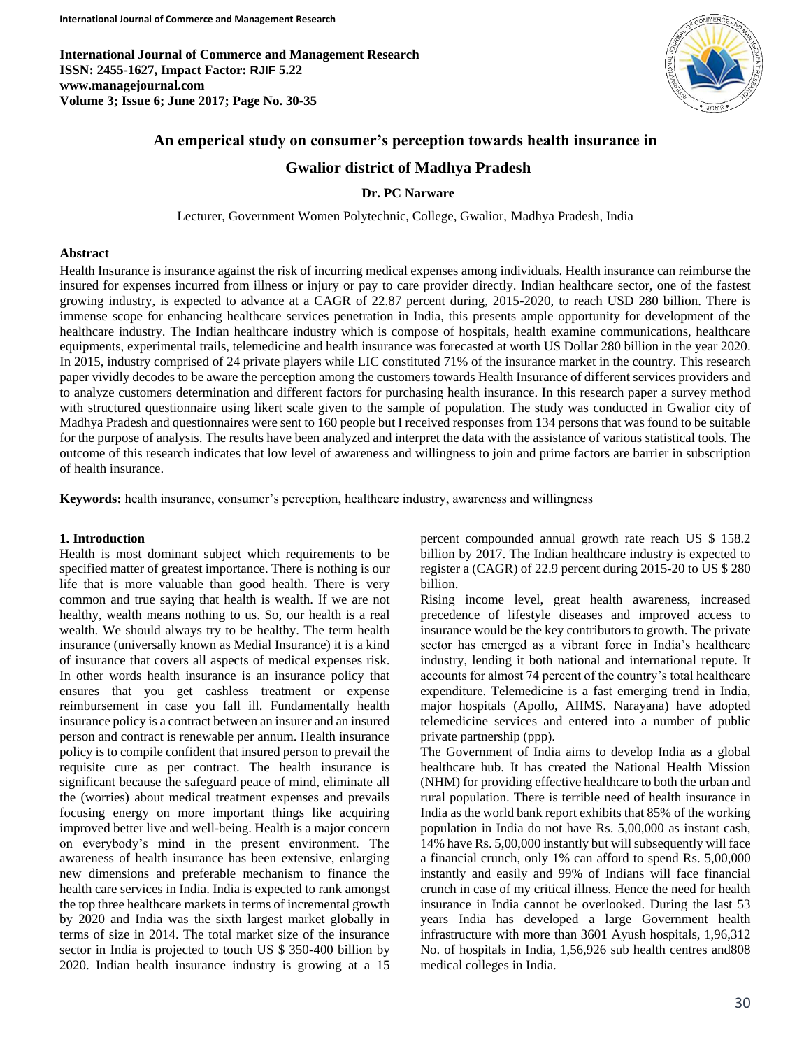# An emperical study on consumer's perception towards health insurance in Gwalior district of Madhya Pradesh

**Dr. PC Narware**

Lecturer, Government Women Polytechnic, College, Gwalior, Madhya Pradesh, India

## Abstract

Health Insurance is insurance against the risk of incurring medical expenses among individuals. Health insurance can reimburse the insured for expenses incurred from illness or injury or pay to care provider directly. Indian healthcare sector, one of the fastest growing industry, is expected to advance at a CAGR of 22.87 percent during, 2015-2020, to reach USD 280 billion. There is immense scope for enhancing healthcare services penetration in India, this presents ample opportunity for development of the healthcare industry. The Indian healthcare industry which is compose of hospitals, health examine communications, healthcare equipments, experimental trails, telemedicine and health insurance was forecasted at worth US Dollar 280 billion in the year 2020. In 2015, industry comprised of 24 private players while LIC constituted 71% of the insurance market in the country. This research paper vividly decodes to be aware the perception among the customers towards Health Insurance of different services providers and to analyze customers determination and different factors for purchasing health insurance. In this research paper a survey method with structured questionnaire using likert scale given to the sample of population. The study was conducted in Gwalior city of Madhya Pradesh and questionnaires were sent to 160 people but I received responses from 134 persons that was found to be suitable for the purpose of analysis. The results have been analyzed and interpret the data with the assistance of various statistical tools. The outcome of this research indicates that low level of awareness and willingness to join and prime factors are barrier in subscription of health insurance.

**Keywords:** health insurance, consumer's perception, healthcare industry, awareness and willingness

## 1. Introduction

Health is most dominant subject which requirements to be specified matter of greatest importance. There is nothing is our life that is more valuable than good health. There is very common and true saying that health is wealth. If we are not healthy, wealth means nothing to us. So, our health is a real wealth. We should always try to be healthy. The term health insurance (universally known as Medial Insurance) it is a kind of insurance that covers all aspects of medical expenses risk. In other words health insurance is an insurance policy that ensures that you get cashless treatment or expense reimbursement in case you fall ill. Fundamentally health insurance policy is a contract between an insurer and an insured person and contract is renewable per annum. Health insurance policy is to compile confident that insured person to prevail the requisite cure as per contract. The health insurance is significant because the safeguard peace of mind, eliminate all the (worries) about medical treatment expenses and prevails focusing energy on more important things like acquiring improved better live and well-being. Health is a major concern on everybody's mind in the present environment. The awareness of health insurance has been extensive, enlarging new dimensions and preferable mechanism to finance the health care services in India. India is expected to rank amongst the top three healthcare markets in terms of incremental growth by 2020 and India was the sixth largest market globally in terms of size in 2014. The total market size of the insurance sector in India is projected to touch US $ 350-400 billion by 2020. Indian health insurance industry is growing at a 15 percent compounded annual growth rate reach US $ 158.2 billion by 2017. The Indian healthcare industry is expected to register a (CAGR) of 22.9 percent during 2015-20 to US $ 280 billion.

Rising income level, great health awareness, increased precedence of lifestyle diseases and improved access to insurance would be the key contributors to growth. The private sector has emerged as a vibrant force in India's healthcare industry, lending it both national and international repute. It accounts for almost 74 percent of the country's total healthcare expenditure. Telemedicine is a fast emerging trend in India, major hospitals (Apollo, AIIMS. Narayana) have adopted telemedicine services and entered into a number of public private partnership (ppp).

The Government of India aims to develop India as a global healthcare hub. It has created the National Health Mission (NHM) for providing effective healthcare to both the urban and rural population. There is terrible need of health insurance in India as the world bank report exhibits that 85% of the working population in India do not have Rs. 5,00,000 as instant cash, 14% have Rs. 5,00,000 instantly but will subsequently will face a financial crunch, only 1% can afford to spend Rs. 5,00,000 instantly and easily and 99% of Indians will face financial crunch in case of my critical illness. Hence the need for health insurance in India cannot be overlooked. During the last 53 years India has developed a large Government health infrastructure with more than 3601 Ayush hospitals, 1,96,312 No. of hospitals in India, 1,56,926 sub health centres and808 medical colleges in India.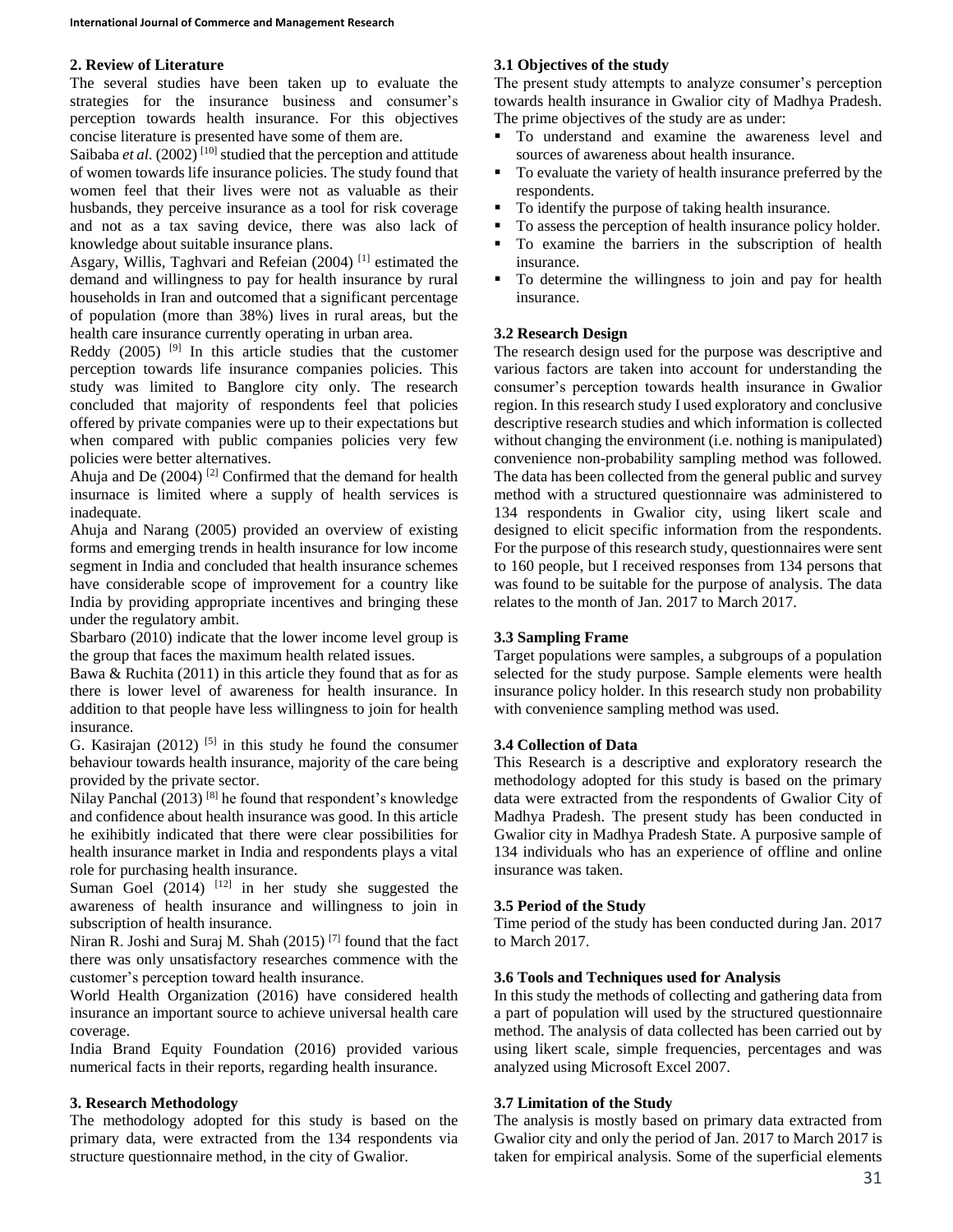## 2. Review of Literature

The several studies have been taken up to evaluate the strategies for the insurance business and consumer's perception towards health insurance. For this objectives concise literature is presented have some of them are.

Saibaba *et al.* (2002) [10] studied that the perception and attitude of women towards life insurance policies. The study found that women feel that their lives were not as valuable as their husbands, they perceive insurance as a tool for risk coverage and not as a tax saving device, there was also lack of knowledge about suitable insurance plans.

Asgary, Willis, Taghvari and Refeian (2004) [1] estimated the demand and willingness to pay for health insurance by rural households in Iran and outcomed that a significant percentage of population (more than 38%) lives in rural areas, but the health care insurance currently operating in urban area.

Reddy (2005) [9] In this article studies that the customer perception towards life insurance companies policies. This study was limited to Banglore city only. The research concluded that majority of respondents feel that policies offered by private companies were up to their expectations but when compared with public companies policies very few policies were better alternatives.

Ahuja and De (2004) [2] Confirmed that the demand for health insurnace is limited where a supply of health services is inadequate.

Ahuja and Narang (2005) provided an overview of existing forms and emerging trends in health insurance for low income segment in India and concluded that health insurance schemes have considerable scope of improvement for a country like India by providing appropriate incentives and bringing these under the regulatory ambit.

Sbarbaro (2010) indicate that the lower income level group is the group that faces the maximum health related issues.

Bawa & Ruchita (2011) in this article they found that as for as there is lower level of awareness for health insurance. In addition to that people have less willingness to join for health insurance.

G. Kasirajan (2012) [5] in this study he found the consumer behaviour towards health insurance, majority of the care being provided by the private sector.

Nilay Panchal (2013) [8] he found that respondent's knowledge and confidence about health insurance was good. In this article he exihibitly indicated that there were clear possibilities for health insurance market in India and respondents plays a vital role for purchasing health insurance.

Suman Goel (2014) [12] in her study she suggested the awareness of health insurance and willingness to join in subscription of health insurance.

Niran R. Joshi and Suraj M. Shah (2015) [7] found that the fact there was only unsatisfactory researches commence with the customer's perception toward health insurance.

World Health Organization (2016) have considered health insurance an important source to achieve universal health care coverage.

India Brand Equity Foundation (2016) provided various numerical facts in their reports, regarding health insurance.

## 3. Research Methodology

The methodology adopted for this study is based on the primary data, were extracted from the 134 respondents via structure questionnaire method, in the city of Gwalior.

### 3.1 Objectives of the study

The present study attempts to analyze consumer's perception towards health insurance in Gwalior city of Madhya Pradesh. The prime objectives of the study are as under:

- To understand and examine the awareness level and sources of awareness about health insurance.
- To evaluate the variety of health insurance preferred by the respondents.
- To identify the purpose of taking health insurance.
- To assess the perception of health insurance policy holder.
- To examine the barriers in the subscription of health insurance.
- To determine the willingness to join and pay for health insurance.

### 3.2 Research Design

The research design used for the purpose was descriptive and various factors are taken into account for understanding the consumer's perception towards health insurance in Gwalior region. In this research study I used exploratory and conclusive descriptive research studies and which information is collected without changing the environment (i.e. nothing is manipulated) convenience non-probability sampling method was followed. The data has been collected from the general public and survey method with a structured questionnaire was administered to 134 respondents in Gwalior city, using likert scale and designed to elicit specific information from the respondents. For the purpose of this research study, questionnaires were sent to 160 people, but I received responses from 134 persons that was found to be suitable for the purpose of analysis. The data relates to the month of Jan. 2017 to March 2017.

### 3.3 Sampling Frame

Target populations were samples, a subgroups of a population selected for the study purpose. Sample elements were health insurance policy holder. In this research study non probability with convenience sampling method was used.

### 3.4 Collection of Data

This Research is a descriptive and exploratory research the methodology adopted for this study is based on the primary data were extracted from the respondents of Gwalior City of Madhya Pradesh. The present study has been conducted in Gwalior city in Madhya Pradesh State. A purposive sample of 134 individuals who has an experience of offline and online insurance was taken.

### 3.5 Period of the Study

Time period of the study has been conducted during Jan. 2017 to March 2017.

### 3.6 Tools and Techniques used for Analysis

In this study the methods of collecting and gathering data from a part of population will used by the structured questionnaire method. The analysis of data collected has been carried out by using likert scale, simple frequencies, percentages and was analyzed using Microsoft Excel 2007.

### 3.7 Limitation of the Study

The analysis is mostly based on primary data extracted from Gwalior city and only the period of Jan. 2017 to March 2017 is taken for empirical analysis. Some of the superficial elements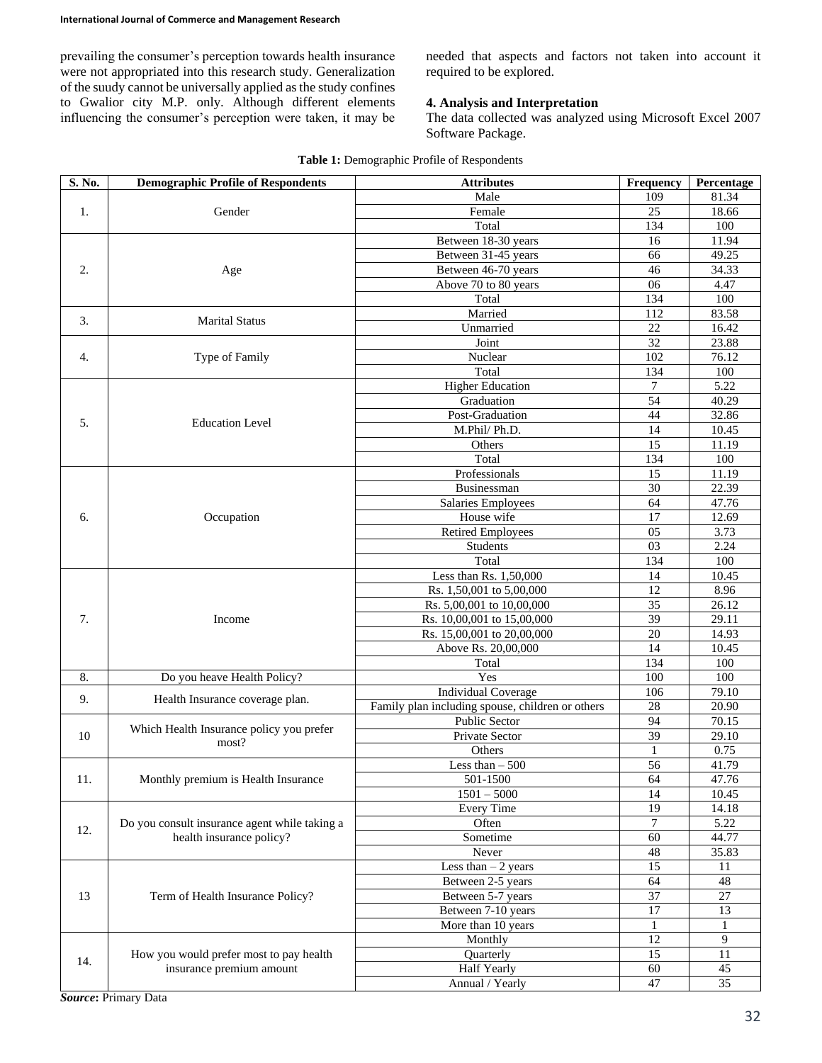prevailing the consumer's perception towards health insurance were not appropriated into this research study. Generalization of the suudy cannot be universally applied as the study confines to Gwalior city M.P. only. Although different elements influencing the consumer's perception were taken, it may be needed that aspects and factors not taken into account it required to be explored.

### 4. Analysis and Interpretation

The data collected was analyzed using Microsoft Excel 2007 Software Package.

**Table 1:** Demographic Profile of Respondents

| S. No. | Demographic Profile of Respondents | Attributes | Frequency | Percentage |
|---|---|---|---|---|
| 1. | Gender | Male | 109 | 81.34 |
| | | Female | 25 | 18.66 |
| | | Total | 134 | 100 |
| 2. | Age | Between 18-30 years | 16 | 11.94 |
| | | Between 31-45 years | 66 | 49.25 |
| | | Between 46-70 years | 46 | 34.33 |
| | | Above 70 to 80 years | 06 | 4.47 |
| | | Total | 134 | 100 |
| 3. | Marital Status | Married | 112 | 83.58 |
| | | Unmarried | 22 | 16.42 |
| 4. | Type of Family | Joint | 32 | 23.88 |
| | | Nuclear | 102 | 76.12 |
| | | Total | 134 | 100 |
| 5. | Education Level | Higher Education | 7 | 5.22 |
| | | Graduation | 54 | 40.29 |
| | | Post-Graduation | 44 | 32.86 |
| | | M.Phil/ Ph.D. | 14 | 10.45 |
| | | Others | 15 | 11.19 |
| | | Total | 134 | 100 |
| 6. | Occupation | Professionals | 15 | 11.19 |
| | | Businessman | 30 | 22.39 |
| | | Salaries Employees | 64 | 47.76 |
| | | House wife | 17 | 12.69 |
| | | Retired Employees | 05 | 3.73 |
| | | Students | 03 | 2.24 |
| | | Total | 134 | 100 |
| 7. | Income | Less than Rs. 1,50,000 | 14 | 10.45 |
| | | Rs. 1,50,001 to 5,00,000 | 12 | 8.96 |
| | | Rs. 5,00,001 to 10,00,000 | 35 | 26.12 |
| | | Rs. 10,00,001 to 15,00,000 | 39 | 29.11 |
| | | Rs. 15,00,001 to 20,00,000 | 20 | 14.93 |
| | | Above Rs. 20,00,000 | 14 | 10.45 |
| | | Total | 134 | 100 |
| 8. | Do you heave Health Policy? | Yes | 100 | 100 |
| 9. | Health Insurance coverage plan. | Individual Coverage | 106 | 79.10 |
| | | Family plan including spouse, children or others | 28 | 20.90 |
| 10 | Which Health Insurance policy you prefer most? | Public Sector | 94 | 70.15 |
| | | Private Sector | 39 | 29.10 |
| | | Others | 1 | 0.75 |
| 11. | Monthly premium is Health Insurance | Less than – 500 | 56 | 41.79 |
| | | 501-1500 | 64 | 47.76 |
| | | 1501 – 5000 | 14 | 10.45 |
| 12. | Do you consult insurance agent while taking a health insurance policy? | Every Time | 19 | 14.18 |
| | | Often | 7 | 5.22 |
| | | Sometime | 60 | 44.77 |
| | | Never | 48 | 35.83 |
| 13 | Term of Health Insurance Policy? | Less than – 2 years | 15 | 11 |
| | | Between 2-5 years | 64 | 48 |
| | | Between 5-7 years | 37 | 27 |
| | | Between 7-10 years | 17 | 13 |
| | | More than 10 years | 1 | 1 |
| 14. | How you would prefer most to pay health insurance premium amount | Monthly | 12 | 9 |
| | | Quarterly | 15 | 11 |
| | | Half Yearly | 60 | 45 |
| | | Annual / Yearly | 47 | 35 |

***Source*:** Primary Data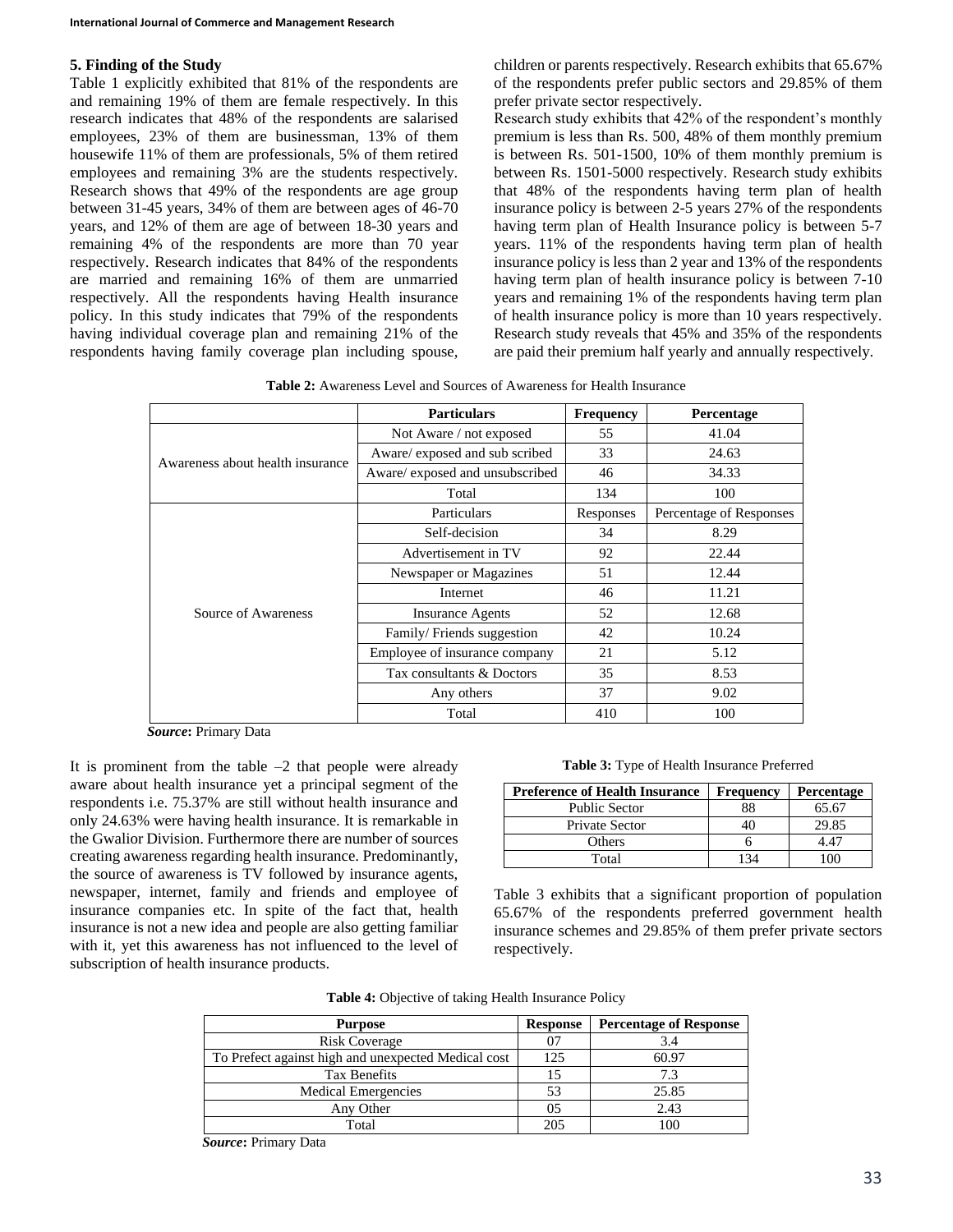## 5. Finding of the Study

Table 1 explicitly exhibited that 81% of the respondents are and remaining 19% of them are female respectively. In this research indicates that 48% of the respondents are salarised employees, 23% of them are businessman, 13% of them housewife 11% of them are professionals, 5% of them retired employees and remaining 3% are the students respectively. Research shows that 49% of the respondents are age group between 31-45 years, 34% of them are between ages of 46-70 years, and 12% of them are age of between 18-30 years and remaining 4% of the respondents are more than 70 year respectively. Research indicates that 84% of the respondents are married and remaining 16% of them are unmarried respectively. All the respondents having Health insurance policy. In this study indicates that 79% of the respondents having individual coverage plan and remaining 21% of the respondents having family coverage plan including spouse, children or parents respectively. Research exhibits that 65.67% of the respondents prefer public sectors and 29.85% of them prefer private sector respectively.

Research study exhibits that 42% of the respondent's monthly premium is less than Rs. 500, 48% of them monthly premium is between Rs. 501-1500, 10% of them monthly premium is between Rs. 1501-5000 respectively. Research study exhibits that 48% of the respondents having term plan of health insurance policy is between 2-5 years 27% of the respondents having term plan of Health Insurance policy is between 5-7 years. 11% of the respondents having term plan of health insurance policy is less than 2 year and 13% of the respondents having term plan of health insurance policy is between 7-10 years and remaining 1% of the respondents having term plan of health insurance policy is more than 10 years respectively. Research study reveals that 45% and 35% of the respondents are paid their premium half yearly and annually respectively.

**Table 2:** Awareness Level and Sources of Awareness for Health Insurance

| | Particulars | Frequency | Percentage |
|---|---|---|---|
| Awareness about health insurance | Not Aware / not exposed | 55 | 41.04 |
| | Aware/ exposed and sub scribed | 33 | 24.63 |
| | Aware/ exposed and unsubscribed | 46 | 34.33 |
| | Total | 134 | 100 |
| Source of Awareness | Particulars | Responses | Percentage of Responses |
| | Self-decision | 34 | 8.29 |
| | Advertisement in TV | 92 | 22.44 |
| | Newspaper or Magazines | 51 | 12.44 |
| | Internet | 46 | 11.21 |
| | Insurance Agents | 52 | 12.68 |
| | Family/ Friends suggestion | 42 | 10.24 |
| | Employee of insurance company | 21 | 5.12 |
| | Tax consultants & Doctors | 35 | 8.53 |
| | Any others | 37 | 9.02 |
| | Total | 410 | 100 |

***Source*:** Primary Data

It is prominent from the table –2 that people were already aware about health insurance yet a principal segment of the respondents i.e. 75.37% are still without health insurance and only 24.63% were having health insurance. It is remarkable in the Gwalior Division. Furthermore there are number of sources creating awareness regarding health insurance. Predominantly, the source of awareness is TV followed by insurance agents, newspaper, internet, family and friends and employee of insurance companies etc. In spite of the fact that, health insurance is not a new idea and people are also getting familiar with it, yet this awareness has not influenced to the level of subscription of health insurance products.

**Table 3:** Type of Health Insurance Preferred

| Preference of Health Insurance | Frequency | Percentage |
|---|---|---|
| Public Sector | 88 | 65.67 |
| Private Sector | 40 | 29.85 |
| Others | 6 | 4.47 |
| Total | 134 | 100 |

Table 3 exhibits that a significant proportion of population 65.67% of the respondents preferred government health insurance schemes and 29.85% of them prefer private sectors respectively.

**Table 4:** Objective of taking Health Insurance Policy

| Purpose | Response | Percentage of Response |
|---|---|---|
| Risk Coverage | 07 | 3.4 |
| To Prefect against high and unexpected Medical cost | 125 | 60.97 |
| Tax Benefits | 15 | 7.3 |
| Medical Emergencies | 53 | 25.85 |
| Any Other | 05 | 2.43 |
| Total | 205 | 100 |

***Source*:** Primary Data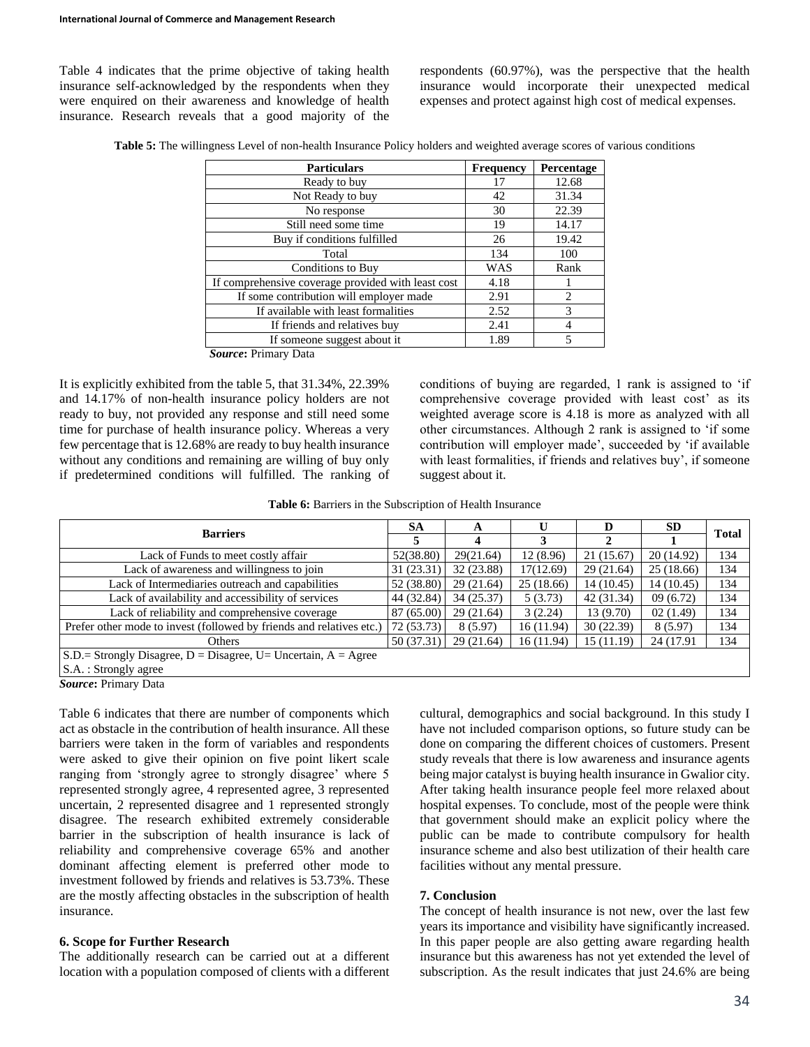Table 4 indicates that the prime objective of taking health insurance self-acknowledged by the respondents when they were enquired on their awareness and knowledge of health insurance. Research reveals that a good majority of the respondents (60.97%), was the perspective that the health insurance would incorporate their unexpected medical expenses and protect against high cost of medical expenses.

**Table 5:** The willingness Level of non-health Insurance Policy holders and weighted average scores of various conditions

| Particulars | Frequency | Percentage |
|---|---|---|
| Ready to buy | 17 | 12.68 |
| Not Ready to buy | 42 | 31.34 |
| No response | 30 | 22.39 |
| Still need some time | 19 | 14.17 |
| Buy if conditions fulfilled | 26 | 19.42 |
| Total | 134 | 100 |
| Conditions to Buy | WAS | Rank |
| If comprehensive coverage provided with least cost | 4.18 | 1 |
| If some contribution will employer made | 2.91 | 2 |
| If available with least formalities | 2.52 | 3 |
| If friends and relatives buy | 2.41 | 4 |
| If someone suggest about it | 1.89 | 5 |

***Source*:** Primary Data

It is explicitly exhibited from the table 5, that 31.34%, 22.39% and 14.17% of non-health insurance policy holders are not ready to buy, not provided any response and still need some time for purchase of health insurance policy. Whereas a very few percentage that is 12.68% are ready to buy health insurance without any conditions and remaining are willing of buy only if predetermined conditions will fulfilled. The ranking of conditions of buying are regarded, 1 rank is assigned to 'if comprehensive coverage provided with least cost' as its weighted average score is 4.18 is more as analyzed with all other circumstances. Although 2 rank is assigned to 'if some contribution will employer made', succeeded by 'if available with least formalities, if friends and relatives buy', if someone suggest about it.

**Table 6:** Barriers in the Subscription of Health Insurance

| Barriers | SA | A | U | D | SD | Total |
|---|---|---|---|---|---|---|
| | 5 | 4 | 3 | 2 | 1 | |
| Lack of Funds to meet costly affair | 52(38.80) | 29(21.64) | 12 (8.96) | 21 (15.67) | 20 (14.92) | 134 |
| Lack of awareness and willingness to join | 31 (23.31) | 32 (23.88) | 17(12.69) | 29 (21.64) | 25 (18.66) | 134 |
| Lack of Intermediaries outreach and capabilities | 52 (38.80) | 29 (21.64) | 25 (18.66) | 14 (10.45) | 14 (10.45) | 134 |
| Lack of availability and accessibility of services | 44 (32.84) | 34 (25.37) | 5 (3.73) | 42 (31.34) | 09 (6.72) | 134 |
| Lack of reliability and comprehensive coverage | 87 (65.00) | 29 (21.64) | 3 (2.24) | 13 (9.70) | 02 (1.49) | 134 |
| Prefer other mode to invest (followed by friends and relatives etc.) | 72 (53.73) | 8 (5.97) | 16 (11.94) | 30 (22.39) | 8 (5.97) | 134 |
| Others | 50 (37.31) | 29 (21.64) | 16 (11.94) | 15 (11.19) | 24 (17.91 | 134 |

S.D.= Strongly Disagree, D = Disagree, U= Uncertain, A = Agree
S.A. : Strongly agree

***Source*:** Primary Data

Table 6 indicates that there are number of components which act as obstacle in the contribution of health insurance. All these barriers were taken in the form of variables and respondents were asked to give their opinion on five point likert scale ranging from 'strongly agree to strongly disagree' where 5 represented strongly agree, 4 represented agree, 3 represented uncertain, 2 represented disagree and 1 represented strongly disagree. The research exhibited extremely considerable barrier in the subscription of health insurance is lack of reliability and comprehensive coverage 65% and another dominant affecting element is preferred other mode to investment followed by friends and relatives is 53.73%. These are the mostly affecting obstacles in the subscription of health insurance.

## 6. Scope for Further Research

The additionally research can be carried out at a different location with a population composed of clients with a different cultural, demographics and social background. In this study I have not included comparison options, so future study can be done on comparing the different choices of customers. Present study reveals that there is low awareness and insurance agents being major catalyst is buying health insurance in Gwalior city. After taking health insurance people feel more relaxed about hospital expenses. To conclude, most of the people were think that government should make an explicit policy where the public can be made to contribute compulsory for health insurance scheme and also best utilization of their health care facilities without any mental pressure.

## 7. Conclusion

The concept of health insurance is not new, over the last few years its importance and visibility have significantly increased. In this paper people are also getting aware regarding health insurance but this awareness has not yet extended the level of subscription. As the result indicates that just 24.6% are being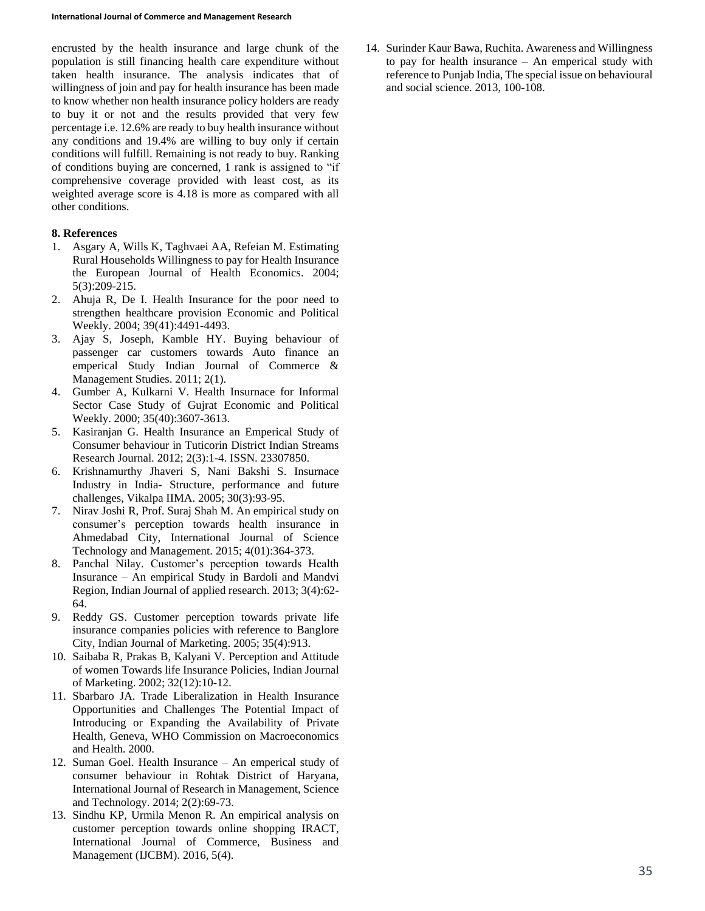encrusted by the health insurance and large chunk of the population is still financing health care expenditure without taken health insurance. The analysis indicates that of willingness of join and pay for health insurance has been made to know whether non health insurance policy holders are ready to buy it or not and the results provided that very few percentage i.e. 12.6% are ready to buy health insurance without any conditions and 19.4% are willing to buy only if certain conditions will fulfill. Remaining is not ready to buy. Ranking of conditions buying are concerned, 1 rank is assigned to "if comprehensive coverage provided with least cost, as its weighted average score is 4.18 is more as compared with all other conditions.

## 8. References

1. Asgary A, Wills K, Taghvaei AA, Refeian M. Estimating Rural Households Willingness to pay for Health Insurance the European Journal of Health Economics. 2004; 5(3):209-215.
2. Ahuja R, De I. Health Insurance for the poor need to strengthen healthcare provision Economic and Political Weekly. 2004; 39(41):4491-4493.
3. Ajay S, Joseph, Kamble HY. Buying behaviour of passenger car customers towards Auto finance an emperical Study Indian Journal of Commerce & Management Studies. 2011; 2(1).
4. Gumber A, Kulkarni V. Health Insurnace for Informal Sector Case Study of Gujrat Economic and Political Weekly. 2000; 35(40):3607-3613.
5. Kasiranjan G. Health Insurance an Emperical Study of Consumer behaviour in Tuticorin District Indian Streams Research Journal. 2012; 2(3):1-4. ISSN. 23307850.
6. Krishnamurthy Jhaveri S, Nani Bakshi S. Insurnace Industry in India- Structure, performance and future challenges, Vikalpa IIMA. 2005; 30(3):93-95.
7. Nirav Joshi R, Prof. Suraj Shah M. An empirical study on consumer's perception towards health insurance in Ahmedabad City, International Journal of Science Technology and Management. 2015; 4(01):364-373.
8. Panchal Nilay. Customer's perception towards Health Insurance – An empirical Study in Bardoli and Mandvi Region, Indian Journal of applied research. 2013; 3(4):62-64.
9. Reddy GS. Customer perception towards private life insurance companies policies with reference to Banglore City, Indian Journal of Marketing. 2005; 35(4):913.
10. Saibaba R, Prakas B, Kalyani V. Perception and Attitude of women Towards life Insurance Policies, Indian Journal of Marketing. 2002; 32(12):10-12.
11. Sbarbaro JA. Trade Liberalization in Health Insurance Opportunities and Challenges The Potential Impact of Introducing or Expanding the Availability of Private Health, Geneva, WHO Commission on Macroeconomics and Health. 2000.
12. Suman Goel. Health Insurance – An emperical study of consumer behaviour in Rohtak District of Haryana, International Journal of Research in Management, Science and Technology. 2014; 2(2):69-73.
13. Sindhu KP, Urmila Menon R. An empirical analysis on customer perception towards online shopping IRACT, International Journal of Commerce, Business and Management (IJCBM). 2016, 5(4).
14. Surinder Kaur Bawa, Ruchita. Awareness and Willingness to pay for health insurance – An emperical study with reference to Punjab India, The special issue on behavioural and social science. 2013, 100-108.